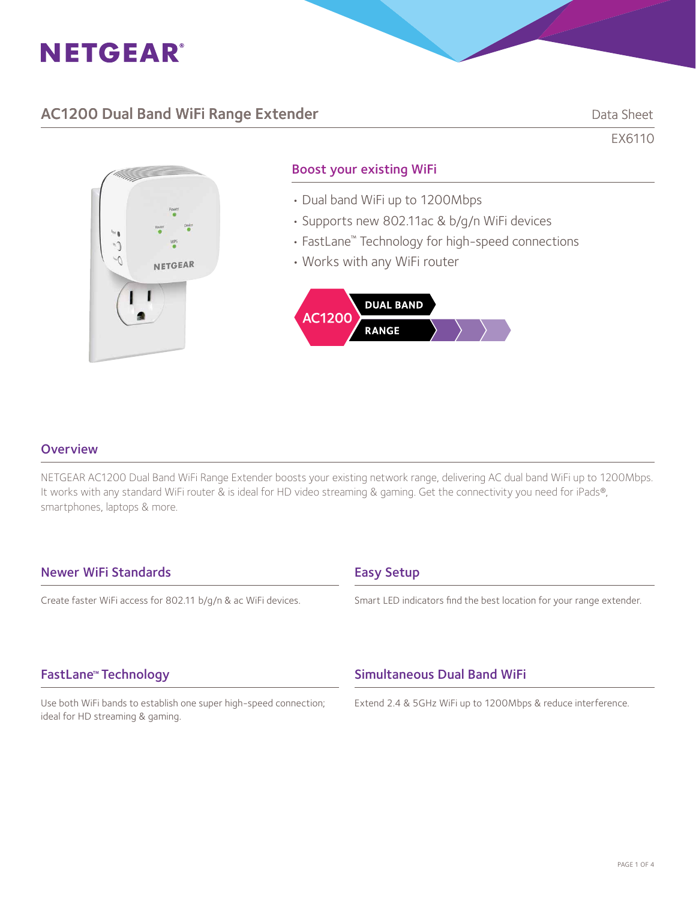NETGEAR®

# AC1200 Dual Band WiFi Range Extender

Data Sheet

EX6110

## Boost your existing WiFi

- Dual band WiFi up to 1200Mbps
- Supports new 802.11ac & b/g/n WiFi devices
- FastLane™ Technology for high-speed connections
- Works with any WiFi router

AC1200 DUAL BAND RANGE

## Overview

NETGEAR AC1200 Dual Band WiFi Range Extender boosts your existing network range, delivering AC dual band WiFi up to 1200Mbps. It works with any standard WiFi router & is ideal for HD video streaming & gaming. Get the connectivity you need for iPads®, smartphones, laptops & more.

## Newer WiFi Standards

Create faster WiFi access for 802.11 b/g/n & ac WiFi devices.

## Easy Setup

Smart LED indicators find the best location for your range extender.

## FastLane™ Technology

Use both WiFi bands to establish one super high-speed connection; ideal for HD streaming & gaming.

## Simultaneous Dual Band WiFi

Extend 2.4 & 5GHz WiFi up to 1200Mbps & reduce interference.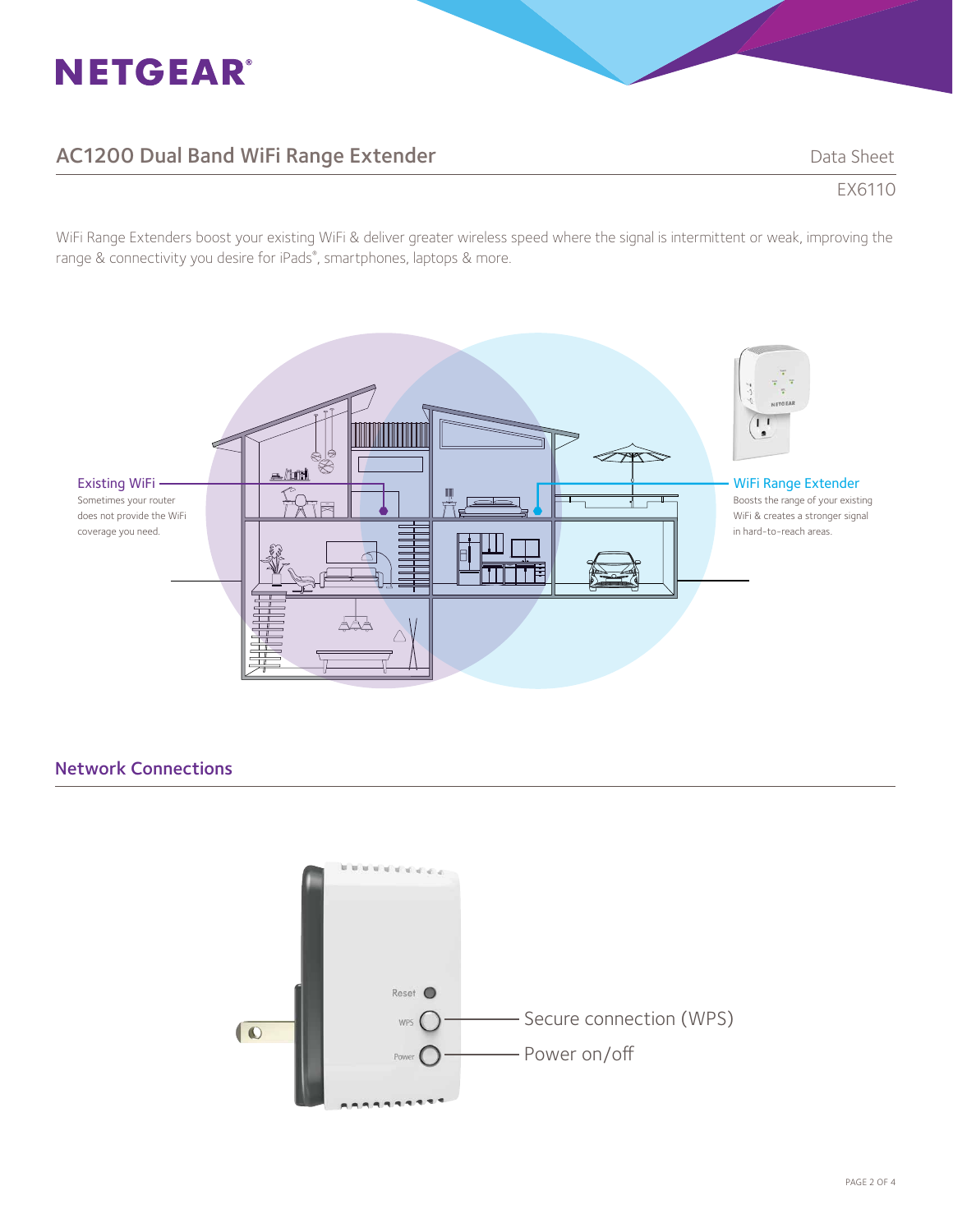# NETGEAR®

## AC1200 Dual Band WiFi Range Extender

Data Sheet

EX6110

WiFi Range Extenders boost your existing WiFi & deliver greater wireless speed where the signal is intermittent or weak, improving the range & connectivity you desire for iPads®, smartphones, laptops & more.

**Existing WiFi**
Sometimes your router does not provide the WiFi coverage you need.

**WiFi Range Extender**
Boosts the range of your existing WiFi & creates a stronger signal in hard-to-reach areas.

## Network Connections

- Secure connection (WPS)
- Power on/off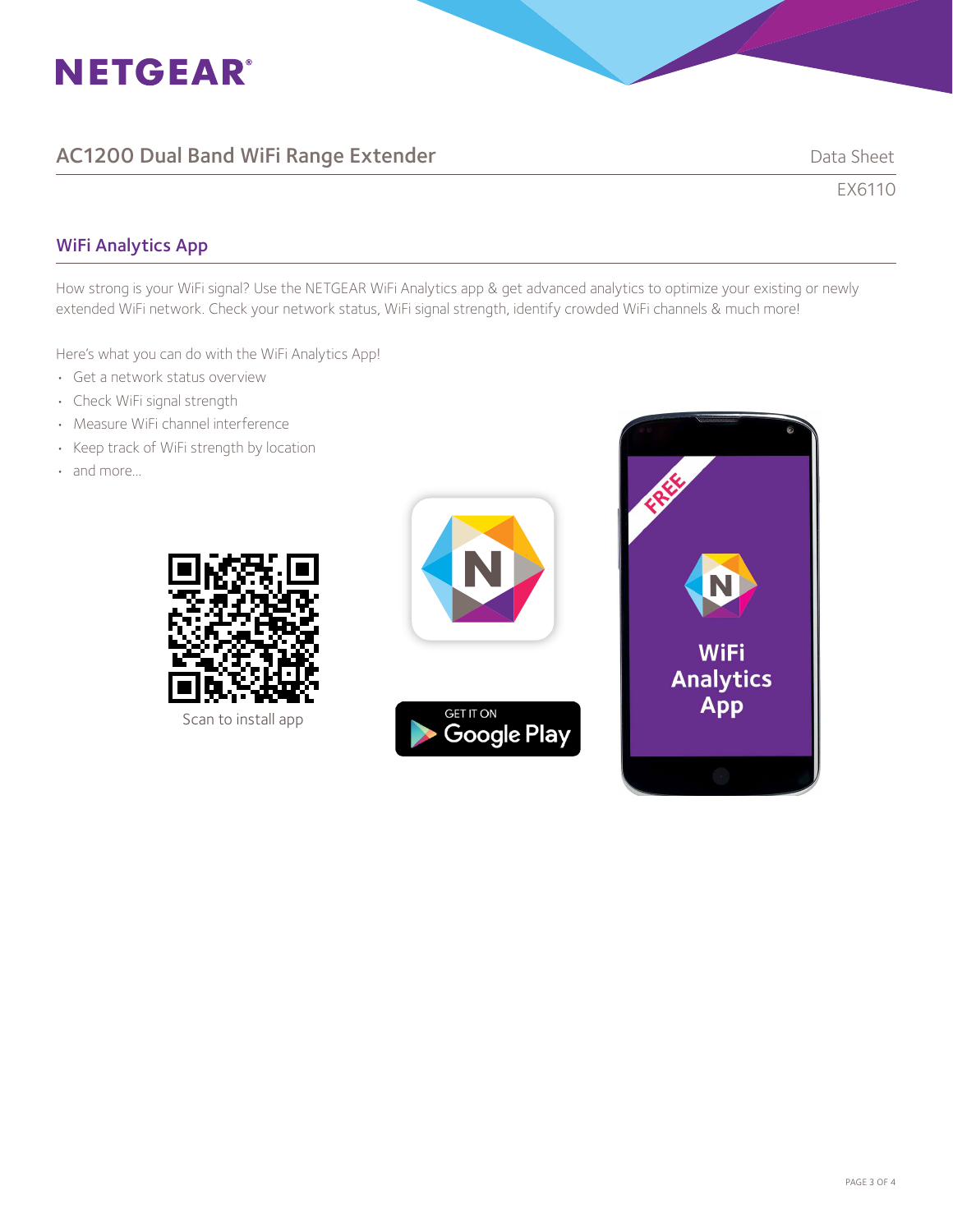## WiFi Analytics App

How strong is your WiFi signal? Use the NETGEAR WiFi Analytics app & get advanced analytics to optimize your existing or newly extended WiFi network. Check your network status, WiFi signal strength, identify crowded WiFi channels & much more!

Here's what you can do with the WiFi Analytics App!

- Get a network status overview
- Check WiFi signal strength
- Measure WiFi channel interference
- Keep track of WiFi strength by location
- and more...

Scan to install app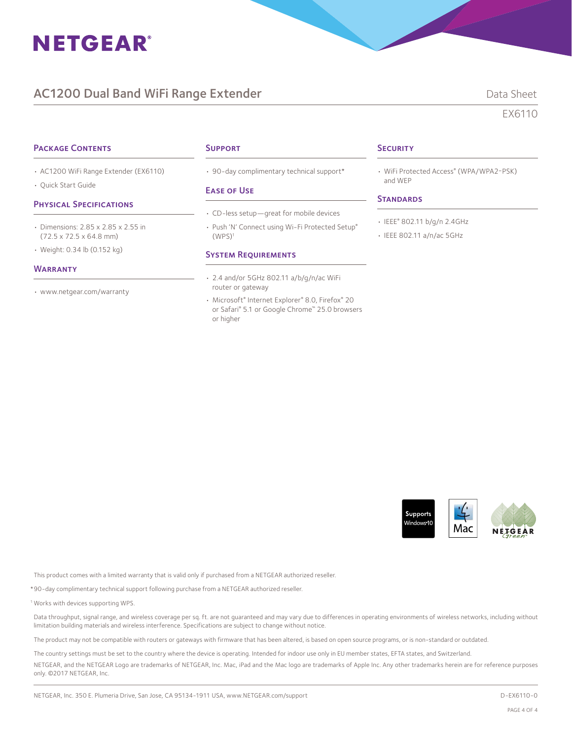# AC1200 Dual Band WiFi Range Extender

Data Sheet

EX6110

## Package Contents

- AC1200 WiFi Range Extender (EX6110)
- Quick Start Guide

## Physical Specifications

- Dimensions: 2.85 x 2.85 x 2.55 in (72.5 x 72.5 x 64.8 mm)
- Weight: 0.34 lb (0.152 kg)

## Warranty

- www.netgear.com/warranty

## Support

- 90-day complimentary technical support*

## Ease of Use

- CD-less setup—great for mobile devices
- Push 'N' Connect using Wi-Fi Protected Setup® (WPS)[1]

## System Requirements

- 2.4 and/or 5GHz 802.11 a/b/g/n/ac WiFi router or gateway
- Microsoft® Internet Explorer® 8.0, Firefox® 20 or Safari® 5.1 or Google Chrome™ 25.0 browsers or higher

## Security

- WiFi Protected Access® (WPA/WPA2-PSK) and WEP

## Standards

- IEEE® 802.11 b/g/n 2.4GHz
- IEEE 802.11 a/n/ac 5GHz

Supports Windows®10

Mac

NETGEAR Green

This product comes with a limited warranty that is valid only if purchased from a NETGEAR authorized reseller.

*90-day complimentary technical support following purchase from a NETGEAR authorized reseller.

[1] Works with devices supporting WPS.

Data throughput, signal range, and wireless coverage per sq. ft. are not guaranteed and may vary due to differences in operating environments of wireless networks, including without limitation building materials and wireless interference. Specifications are subject to change without notice.

The product may not be compatible with routers or gateways with firmware that has been altered, is based on open source programs, or is non-standard or outdated.

The country settings must be set to the country where the device is operating. Intended for indoor use only in EU member states, EFTA states, and Switzerland.

NETGEAR, and the NETGEAR Logo are trademarks of NETGEAR, Inc. Mac, iPad and the Mac logo are trademarks of Apple Inc. Any other trademarks herein are for reference purposes only. ©2017 NETGEAR, Inc.

NETGEAR, Inc. 350 E. Plumeria Drive, San Jose, CA 95134-1911 USA, www.NETGEAR.com/support

D-EX6110-0